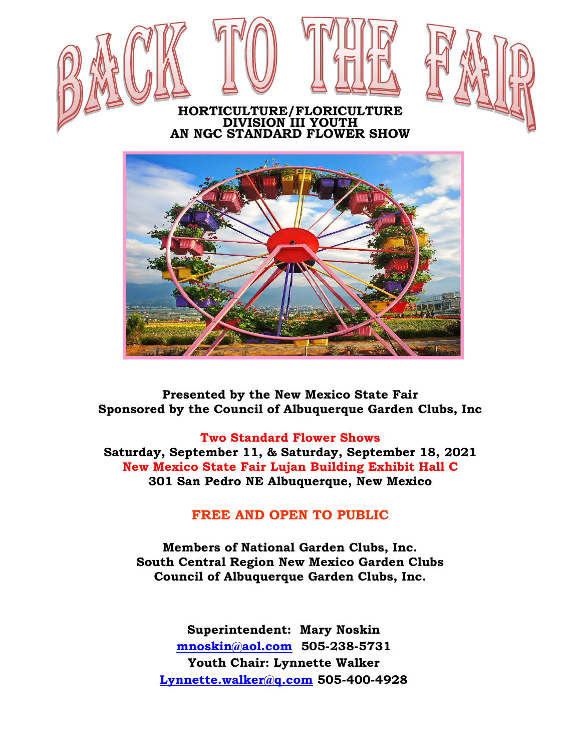# BACK TO THE FAIR

**HORTICULTURE/FLORICULTURE**
**DIVISION III YOUTH**
**AN NGC STANDARD FLOWER SHOW**

**Presented by the New Mexico State Fair**
**Sponsored by the Council of Albuquerque Garden Clubs, Inc**

**Two Standard Flower Shows**
**Saturday, September 11, & Saturday, September 18, 2021**
**New Mexico State Fair Lujan Building Exhibit Hall C**
**301 San Pedro NE Albuquerque, New Mexico**

**FREE AND OPEN TO PUBLIC**

**Members of National Garden Clubs, Inc.**
**South Central Region New Mexico Garden Clubs**
**Council of Albuquerque Garden Clubs, Inc.**

**Superintendent: Mary Noskin**
**mnoskin@aol.com 505-238-5731**
**Youth Chair: Lynnette Walker**
**Lynnette.walker@q.com 505-400-4928**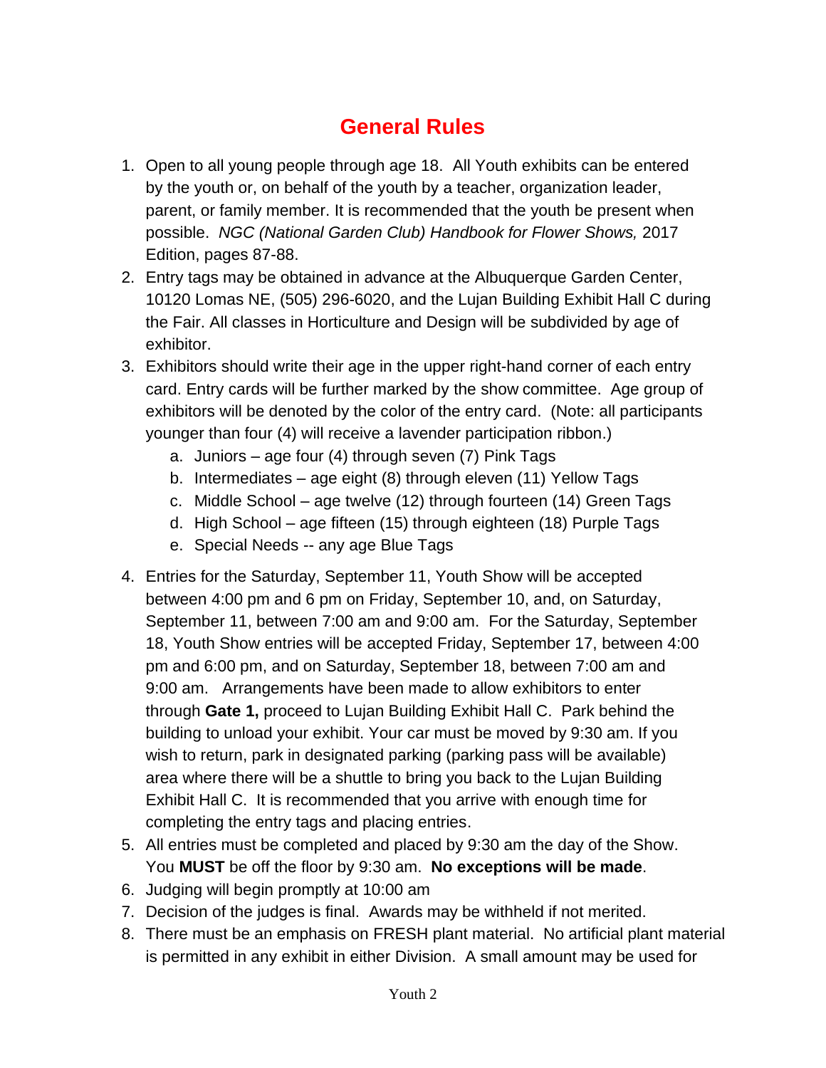# General Rules

1. Open to all young people through age 18. All Youth exhibits can be entered by the youth or, on behalf of the youth by a teacher, organization leader, parent, or family member. It is recommended that the youth be present when possible. *NGC (National Garden Club) Handbook for Flower Shows,* 2017 Edition, pages 87-88.
2. Entry tags may be obtained in advance at the Albuquerque Garden Center, 10120 Lomas NE, (505) 296-6020, and the Lujan Building Exhibit Hall C during the Fair. All classes in Horticulture and Design will be subdivided by age of exhibitor.
3. Exhibitors should write their age in the upper right-hand corner of each entry card. Entry cards will be further marked by the show committee. Age group of exhibitors will be denoted by the color of the entry card. (Note: all participants younger than four (4) will receive a lavender participation ribbon.)
   a. Juniors – age four (4) through seven (7) Pink Tags
   b. Intermediates – age eight (8) through eleven (11) Yellow Tags
   c. Middle School – age twelve (12) through fourteen (14) Green Tags
   d. High School – age fifteen (15) through eighteen (18) Purple Tags
   e. Special Needs -- any age Blue Tags
4. Entries for the Saturday, September 11, Youth Show will be accepted between 4:00 pm and 6 pm on Friday, September 10, and, on Saturday, September 11, between 7:00 am and 9:00 am. For the Saturday, September 18, Youth Show entries will be accepted Friday, September 17, between 4:00 pm and 6:00 pm, and on Saturday, September 18, between 7:00 am and 9:00 am. Arrangements have been made to allow exhibitors to enter through **Gate 1,** proceed to Lujan Building Exhibit Hall C. Park behind the building to unload your exhibit. Your car must be moved by 9:30 am. If you wish to return, park in designated parking (parking pass will be available) area where there will be a shuttle to bring you back to the Lujan Building Exhibit Hall C. It is recommended that you arrive with enough time for completing the entry tags and placing entries.
5. All entries must be completed and placed by 9:30 am the day of the Show. You **MUST** be off the floor by 9:30 am. **No exceptions will be made**.
6. Judging will begin promptly at 10:00 am
7. Decision of the judges is final. Awards may be withheld if not merited.
8. There must be an emphasis on FRESH plant material. No artificial plant material is permitted in any exhibit in either Division. A small amount may be used for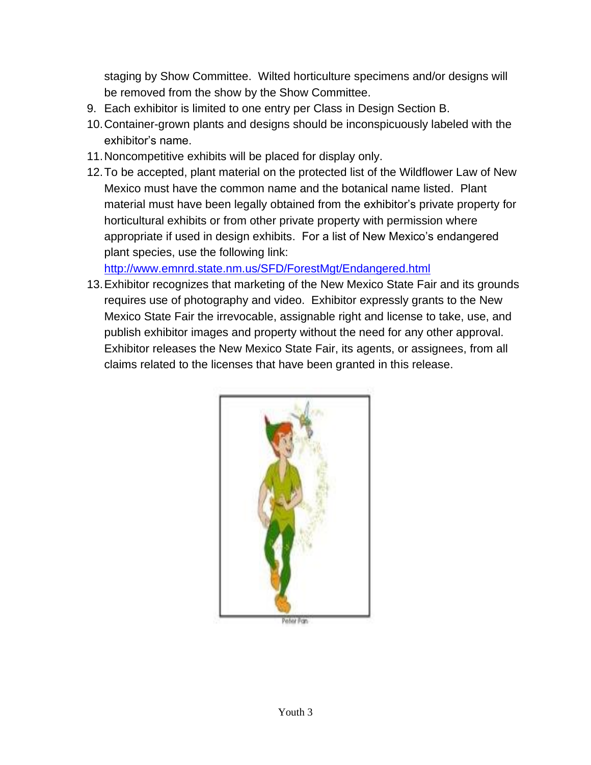staging by Show Committee. Wilted horticulture specimens and/or designs will be removed from the show by the Show Committee.

9. Each exhibitor is limited to one entry per Class in Design Section B.
10. Container-grown plants and designs should be inconspicuously labeled with the exhibitor's name.
11. Noncompetitive exhibits will be placed for display only.
12. To be accepted, plant material on the protected list of the Wildflower Law of New Mexico must have the common name and the botanical name listed. Plant material must have been legally obtained from the exhibitor's private property for horticultural exhibits or from other private property with permission where appropriate if used in design exhibits. For a list of New Mexico's endangered plant species, use the following link: http://www.emnrd.state.nm.us/SFD/ForestMgt/Endangered.html
13. Exhibitor recognizes that marketing of the New Mexico State Fair and its grounds requires use of photography and video. Exhibitor expressly grants to the New Mexico State Fair the irrevocable, assignable right and license to take, use, and publish exhibitor images and property without the need for any other approval. Exhibitor releases the New Mexico State Fair, its agents, or assignees, from all claims related to the licenses that have been granted in this release.

Peter Pan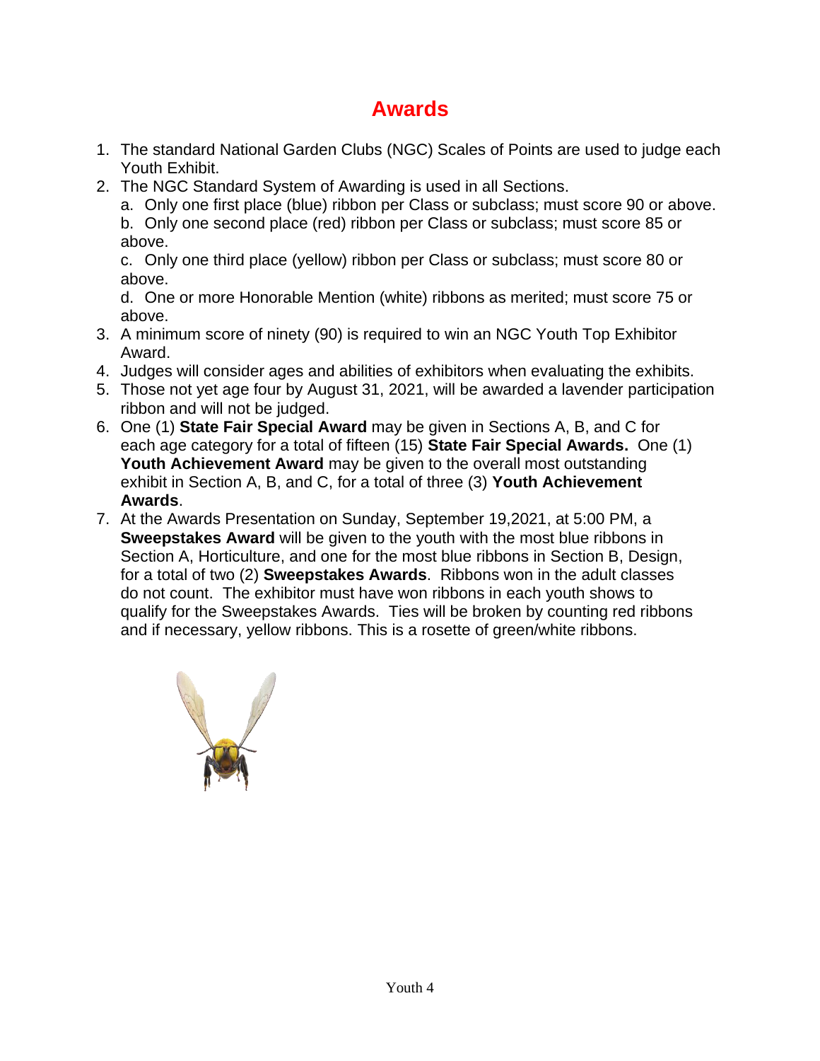# Awards

1. The standard National Garden Clubs (NGC) Scales of Points are used to judge each Youth Exhibit.
2. The NGC Standard System of Awarding is used in all Sections.
   a. Only one first place (blue) ribbon per Class or subclass; must score 90 or above.
   b. Only one second place (red) ribbon per Class or subclass; must score 85 or above.
   c. Only one third place (yellow) ribbon per Class or subclass; must score 80 or above.
   d. One or more Honorable Mention (white) ribbons as merited; must score 75 or above.
3. A minimum score of ninety (90) is required to win an NGC Youth Top Exhibitor Award.
4. Judges will consider ages and abilities of exhibitors when evaluating the exhibits.
5. Those not yet age four by August 31, 2021, will be awarded a lavender participation ribbon and will not be judged.
6. One (1) **State Fair Special Award** may be given in Sections A, B, and C for each age category for a total of fifteen (15) **State Fair Special Awards.** One (1) **Youth Achievement Award** may be given to the overall most outstanding exhibit in Section A, B, and C, for a total of three (3) **Youth Achievement Awards**.
7. At the Awards Presentation on Sunday, September 19,2021, at 5:00 PM, a **Sweepstakes Award** will be given to the youth with the most blue ribbons in Section A, Horticulture, and one for the most blue ribbons in Section B, Design, for a total of two (2) **Sweepstakes Awards**. Ribbons won in the adult classes do not count. The exhibitor must have won ribbons in each youth shows to qualify for the Sweepstakes Awards. Ties will be broken by counting red ribbons and if necessary, yellow ribbons. This is a rosette of green/white ribbons.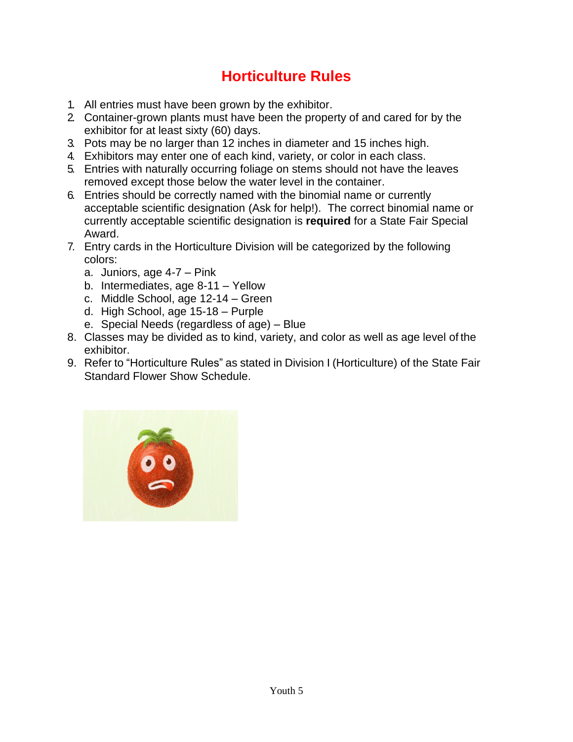# Horticulture Rules

1. All entries must have been grown by the exhibitor.
2. Container-grown plants must have been the property of and cared for by the exhibitor for at least sixty (60) days.
3. Pots may be no larger than 12 inches in diameter and 15 inches high.
4. Exhibitors may enter one of each kind, variety, or color in each class.
5. Entries with naturally occurring foliage on stems should not have the leaves removed except those below the water level in the container.
6. Entries should be correctly named with the binomial name or currently acceptable scientific designation (Ask for help!). The correct binomial name or currently acceptable scientific designation is **required** for a State Fair Special Award.
7. Entry cards in the Horticulture Division will be categorized by the following colors:
   a. Juniors, age 4-7 – Pink
   b. Intermediates, age 8-11 – Yellow
   c. Middle School, age 12-14 – Green
   d. High School, age 15-18 – Purple
   e. Special Needs (regardless of age) – Blue
8. Classes may be divided as to kind, variety, and color as well as age level of the exhibitor.
9. Refer to "Horticulture Rules" as stated in Division I (Horticulture) of the State Fair Standard Flower Show Schedule.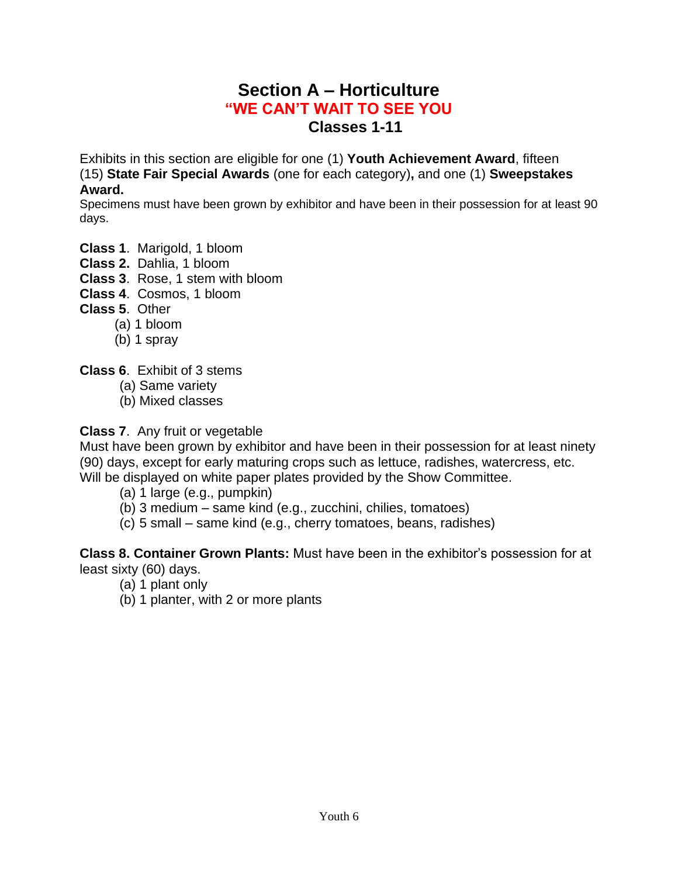# Section A – Horticulture

## "WE CAN'T WAIT TO SEE YOU

## Classes 1-11

Exhibits in this section are eligible for one (1) **Youth Achievement Award**, fifteen (15) **State Fair Special Awards** (one for each category)**,** and one (1) **Sweepstakes Award.**

Specimens must have been grown by exhibitor and have been in their possession for at least 90 days.

**Class 1**. Marigold, 1 bloom
**Class 2.** Dahlia, 1 bloom
**Class 3**. Rose, 1 stem with bloom
**Class 4**. Cosmos, 1 bloom
**Class 5**. Other
- (a) 1 bloom
- (b) 1 spray

**Class 6**. Exhibit of 3 stems
- (a) Same variety
- (b) Mixed classes

**Class 7**. Any fruit or vegetable
Must have been grown by exhibitor and have been in their possession for at least ninety (90) days, except for early maturing crops such as lettuce, radishes, watercress, etc. Will be displayed on white paper plates provided by the Show Committee.
- (a) 1 large (e.g., pumpkin)
- (b) 3 medium – same kind (e.g., zucchini, chilies, tomatoes)
- (c) 5 small – same kind (e.g., cherry tomatoes, beans, radishes)

**Class 8. Container Grown Plants:** Must have been in the exhibitor's possession for at least sixty (60) days.
- (a) 1 plant only
- (b) 1 planter, with 2 or more plants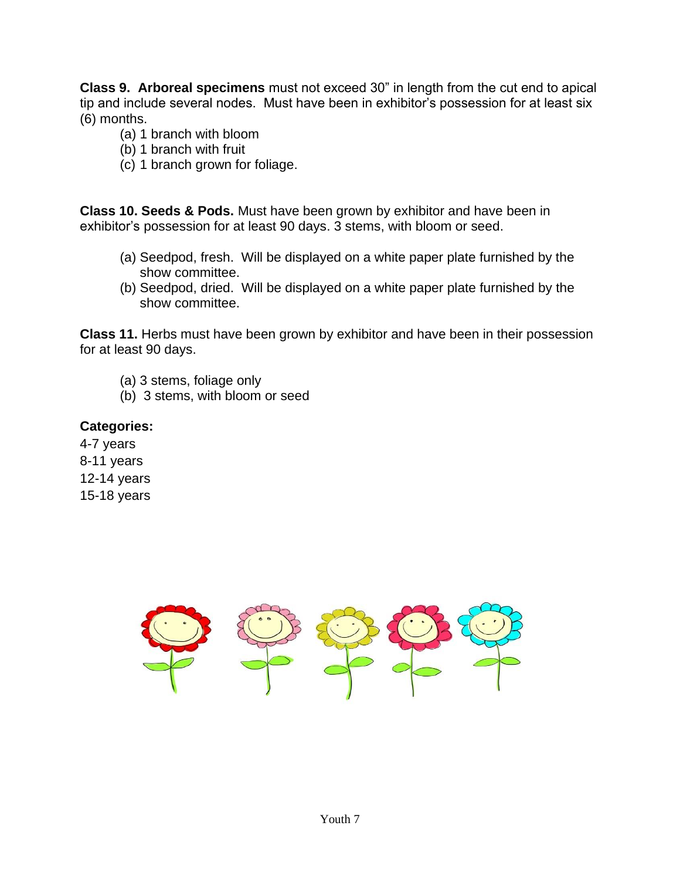**Class 9. Arboreal specimens** must not exceed 30" in length from the cut end to apical tip and include several nodes. Must have been in exhibitor's possession for at least six (6) months.

(a) 1 branch with bloom
(b) 1 branch with fruit
(c) 1 branch grown for foliage.

**Class 10. Seeds & Pods.** Must have been grown by exhibitor and have been in exhibitor's possession for at least 90 days. 3 stems, with bloom or seed.

(a) Seedpod, fresh. Will be displayed on a white paper plate furnished by the show committee.
(b) Seedpod, dried. Will be displayed on a white paper plate furnished by the show committee.

**Class 11.** Herbs must have been grown by exhibitor and have been in their possession for at least 90 days.

(a) 3 stems, foliage only
(b) 3 stems, with bloom or seed

**Categories:**

4-7 years
8-11 years
12-14 years
15-18 years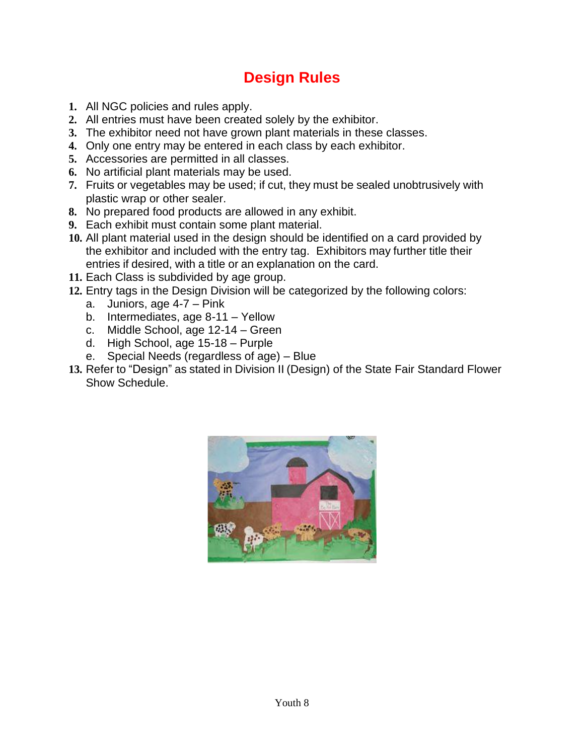# Design Rules

1. All NGC policies and rules apply.
2. All entries must have been created solely by the exhibitor.
3. The exhibitor need not have grown plant materials in these classes.
4. Only one entry may be entered in each class by each exhibitor.
5. Accessories are permitted in all classes.
6. No artificial plant materials may be used.
7. Fruits or vegetables may be used; if cut, they must be sealed unobtrusively with plastic wrap or other sealer.
8. No prepared food products are allowed in any exhibit.
9. Each exhibit must contain some plant material.
10. All plant material used in the design should be identified on a card provided by the exhibitor and included with the entry tag. Exhibitors may further title their entries if desired, with a title or an explanation on the card.
11. Each Class is subdivided by age group.
12. Entry tags in the Design Division will be categorized by the following colors:
    a. Juniors, age 4-7 – Pink
    b. Intermediates, age 8-11 – Yellow
    c. Middle School, age 12-14 – Green
    d. High School, age 15-18 – Purple
    e. Special Needs (regardless of age) – Blue
13. Refer to "Design" as stated in Division II (Design) of the State Fair Standard Flower Show Schedule.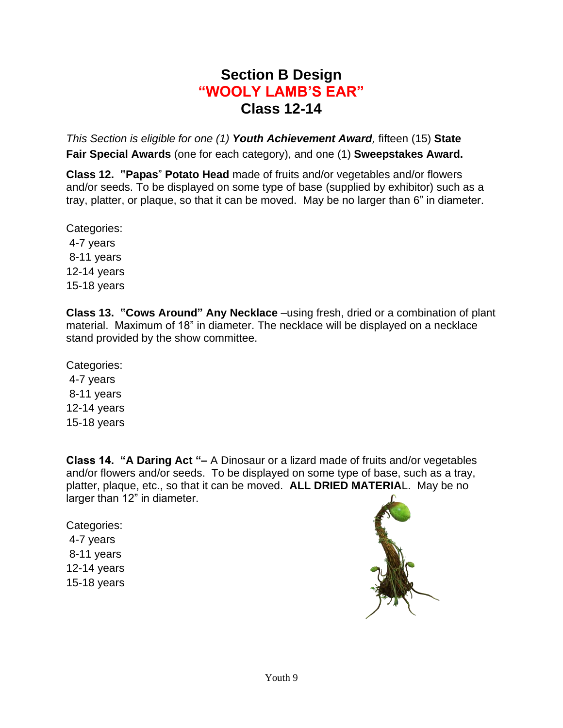# Section B Design
# "WOOLY LAMB'S EAR"
# Class 12-14

*This Section is eligible for one (1)* ***Youth Achievement Award****,* fifteen (15) **State Fair Special Awards** (one for each category), and one (1) **Sweepstakes Award.**

**Class 12. "Papas" Potato Head** made of fruits and/or vegetables and/or flowers and/or seeds. To be displayed on some type of base (supplied by exhibitor) such as a tray, platter, or plaque, so that it can be moved. May be no larger than 6" in diameter.

Categories:
- 4-7 years
- 8-11 years
- 12-14 years
- 15-18 years

**Class 13. "Cows Around" Any Necklace** –using fresh, dried or a combination of plant material. Maximum of 18" in diameter. The necklace will be displayed on a necklace stand provided by the show committee.

Categories:
- 4-7 years
- 8-11 years
- 12-14 years
- 15-18 years

**Class 14. "A Daring Act "–** A Dinosaur or a lizard made of fruits and/or vegetables and/or flowers and/or seeds. To be displayed on some type of base, such as a tray, platter, plaque, etc., so that it can be moved. **ALL DRIED MATERIA**L. May be no larger than 12" in diameter.

Categories:
- 4-7 years
- 8-11 years
- 12-14 years
- 15-18 years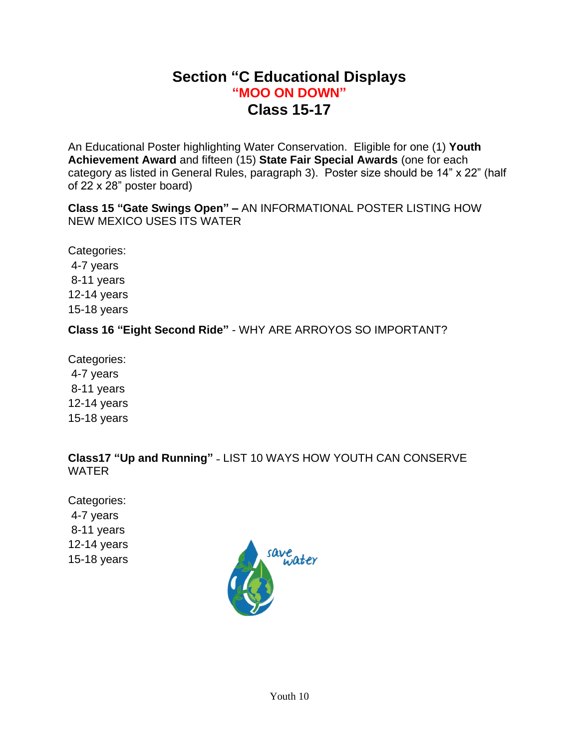# Section "C Educational Displays

## "MOO ON DOWN"

## Class 15-17

An Educational Poster highlighting Water Conservation. Eligible for one (1) **Youth Achievement Award** and fifteen (15) **State Fair Special Awards** (one for each category as listed in General Rules, paragraph 3). Poster size should be 14" x 22" (half of 22 x 28" poster board)

**Class 15 "Gate Swings Open" –** AN INFORMATIONAL POSTER LISTING HOW NEW MEXICO USES ITS WATER

Categories:
- 4-7 years
- 8-11 years
- 12-14 years
- 15-18 years

**Class 16 "Eight Second Ride"** - WHY ARE ARROYOS SO IMPORTANT?

Categories:
- 4-7 years
- 8-11 years
- 12-14 years
- 15-18 years

**Class17 "Up and Running"** - LIST 10 WAYS HOW YOUTH CAN CONSERVE WATER

Categories:
- 4-7 years
- 8-11 years
- 12-14 years
- 15-18 years

save water